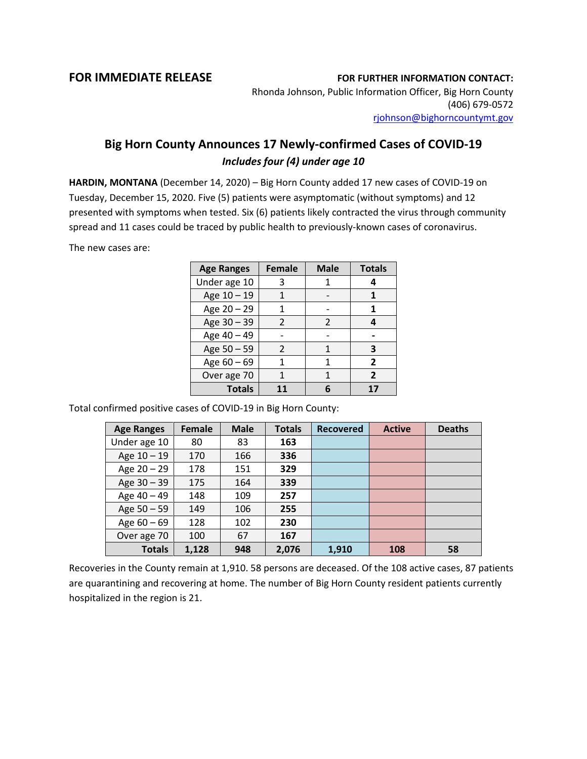**FOR IMMEDIATE RELEASE**

**FOR FURTHER INFORMATION CONTACT:**
Rhonda Johnson, Public Information Officer, Big Horn County
(406) 679-0572
rjohnson@bighorncountymt.gov

# Big Horn County Announces 17 Newly-confirmed Cases of COVID-19

***Includes four (4) under age 10***

**HARDIN, MONTANA** (December 14, 2020) – Big Horn County added 17 new cases of COVID-19 on Tuesday, December 15, 2020. Five (5) patients were asymptomatic (without symptoms) and 12 presented with symptoms when tested. Six (6) patients likely contracted the virus through community spread and 11 cases could be traced by public health to previously-known cases of coronavirus.

The new cases are:

| Age Ranges | Female | Male | Totals |
|---|---|---|---|
| Under age 10 | 3 | 1 | **4** |
| Age 10 – 19 | 1 | - | **1** |
| Age 20 – 29 | 1 | - | **1** |
| Age 30 – 39 | 2 | 2 | **4** |
| Age 40 – 49 | - | - | **-** |
| Age 50 – 59 | 2 | 1 | **3** |
| Age 60 – 69 | 1 | 1 | **2** |
| Over age 70 | 1 | 1 | **2** |
| **Totals** | **11** | **6** | **17** |

Total confirmed positive cases of COVID-19 in Big Horn County:

| Age Ranges | Female | Male | Totals | Recovered | Active | Deaths |
|---|---|---|---|---|---|---|
| Under age 10 | 80 | 83 | **163** | | | |
| Age 10 – 19 | 170 | 166 | **336** | | | |
| Age 20 – 29 | 178 | 151 | **329** | | | |
| Age 30 – 39 | 175 | 164 | **339** | | | |
| Age 40 – 49 | 148 | 109 | **257** | | | |
| Age 50 – 59 | 149 | 106 | **255** | | | |
| Age 60 – 69 | 128 | 102 | **230** | | | |
| Over age 70 | 100 | 67 | **167** | | | |
| **Totals** | **1,128** | **948** | **2,076** | **1,910** | **108** | **58** |

Recoveries in the County remain at 1,910. 58 persons are deceased. Of the 108 active cases, 87 patients are quarantining and recovering at home. The number of Big Horn County resident patients currently hospitalized in the region is 21.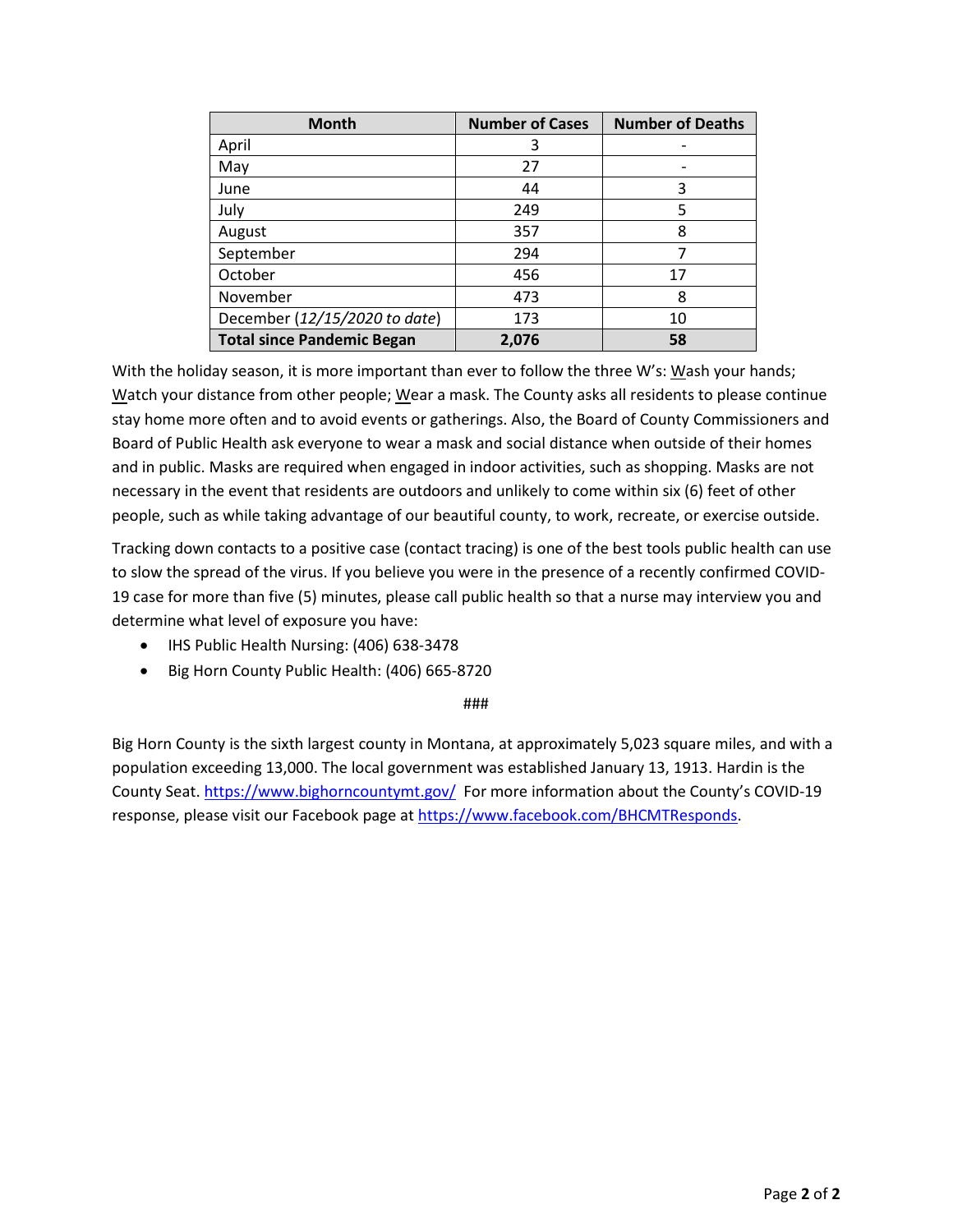| Month | Number of Cases | Number of Deaths |
| --- | --- | --- |
| April | 3 | - |
| May | 27 | - |
| June | 44 | 3 |
| July | 249 | 5 |
| August | 357 | 8 |
| September | 294 | 7 |
| October | 456 | 17 |
| November | 473 | 8 |
| December (*12/15/2020 to date*) | 173 | 10 |
| **Total since Pandemic Began** | **2,076** | **58** |

With the holiday season, it is more important than ever to follow the three W's: <u>W</u>ash your hands; <u>W</u>atch your distance from other people; <u>W</u>ear a mask. The County asks all residents to please continue stay home more often and to avoid events or gatherings. Also, the Board of County Commissioners and Board of Public Health ask everyone to wear a mask and social distance when outside of their homes and in public. Masks are required when engaged in indoor activities, such as shopping. Masks are not necessary in the event that residents are outdoors and unlikely to come within six (6) feet of other people, such as while taking advantage of our beautiful county, to work, recreate, or exercise outside.

Tracking down contacts to a positive case (contact tracing) is one of the best tools public health can use to slow the spread of the virus. If you believe you were in the presence of a recently confirmed COVID-19 case for more than five (5) minutes, please call public health so that a nurse may interview you and determine what level of exposure you have:

- IHS Public Health Nursing: (406) 638-3478
- Big Horn County Public Health: (406) 665-8720

###

Big Horn County is the sixth largest county in Montana, at approximately 5,023 square miles, and with a population exceeding 13,000. The local government was established January 13, 1913. Hardin is the County Seat. https://www.bighorncountymt.gov/ For more information about the County's COVID-19 response, please visit our Facebook page at https://www.facebook.com/BHCMTResponds.